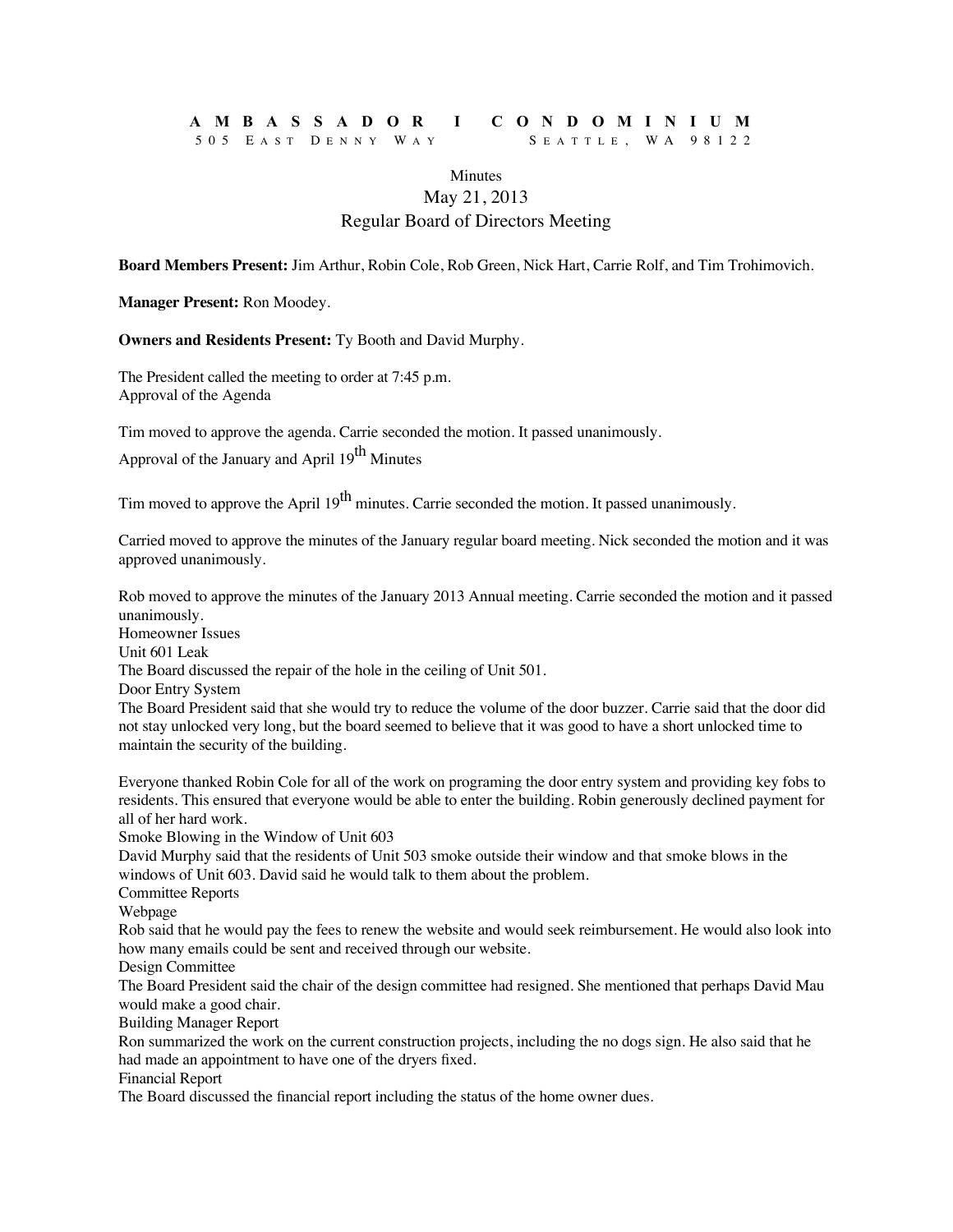# AMBASSADOR I CONDOMINIUM

505 East Denny Way    Seattle, WA 98122

## Minutes
## May 21, 2013
## Regular Board of Directors Meeting

**Board Members Present:** Jim Arthur, Robin Cole, Rob Green, Nick Hart, Carrie Rolf, and Tim Trohimovich.

**Manager Present:** Ron Moodey.

**Owners and Residents Present:** Ty Booth and David Murphy.

The President called the meeting to order at 7:45 p.m.

### Approval of the Agenda

Tim moved to approve the agenda. Carrie seconded the motion. It passed unanimously.

### Approval of the January and April 19th Minutes

Tim moved to approve the April 19th minutes. Carrie seconded the motion. It passed unanimously.

Carried moved to approve the minutes of the January regular board meeting. Nick seconded the motion and it was approved unanimously.

Rob moved to approve the minutes of the January 2013 Annual meeting. Carrie seconded the motion and it passed unanimously.

### Homeowner Issues

#### Unit 601 Leak

The Board discussed the repair of the hole in the ceiling of Unit 501.

#### Door Entry System

The Board President said that she would try to reduce the volume of the door buzzer. Carrie said that the door did not stay unlocked very long, but the board seemed to believe that it was good to have a short unlocked time to maintain the security of the building.

Everyone thanked Robin Cole for all of the work on programing the door entry system and providing key fobs to residents. This ensured that everyone would be able to enter the building. Robin generously declined payment for all of her hard work.

#### Smoke Blowing in the Window of Unit 603

David Murphy said that the residents of Unit 503 smoke outside their window and that smoke blows in the windows of Unit 603. David said he would talk to them about the problem.

### Committee Reports

#### Webpage

Rob said that he would pay the fees to renew the website and would seek reimbursement. He would also look into how many emails could be sent and received through our website.

#### Design Committee

The Board President said the chair of the design committee had resigned. She mentioned that perhaps David Mau would make a good chair.

### Building Manager Report

Ron summarized the work on the current construction projects, including the no dogs sign. He also said that he had made an appointment to have one of the dryers fixed.

### Financial Report

The Board discussed the financial report including the status of the home owner dues.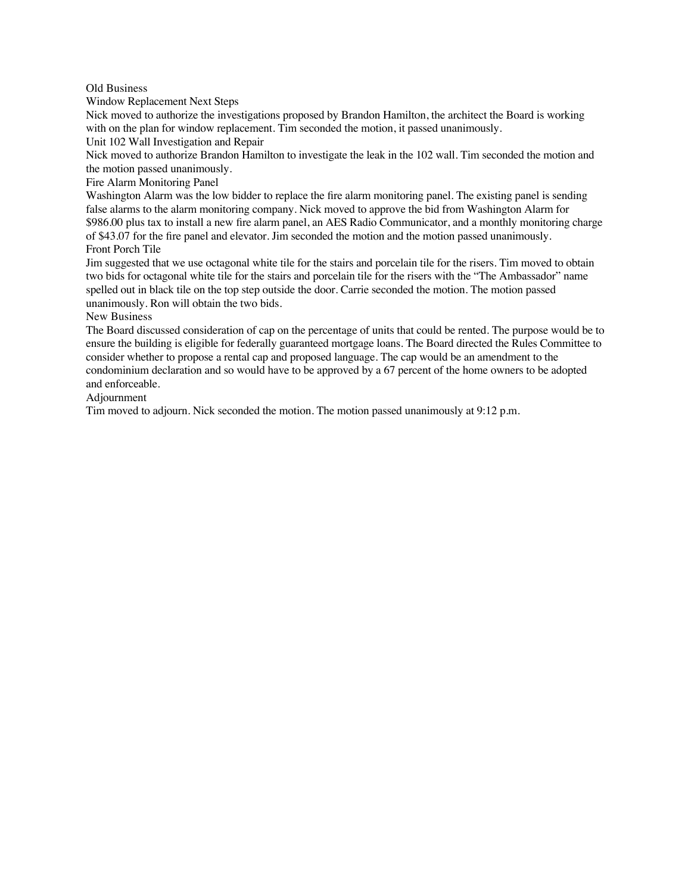## Old Business

### Window Replacement Next Steps

Nick moved to authorize the investigations proposed by Brandon Hamilton, the architect the Board is working with on the plan for window replacement. Tim seconded the motion, it passed unanimously.

### Unit 102 Wall Investigation and Repair

Nick moved to authorize Brandon Hamilton to investigate the leak in the 102 wall. Tim seconded the motion and the motion passed unanimously.

### Fire Alarm Monitoring Panel

Washington Alarm was the low bidder to replace the fire alarm monitoring panel. The existing panel is sending false alarms to the alarm monitoring company. Nick moved to approve the bid from Washington Alarm for $986.00 plus tax to install a new fire alarm panel, an AES Radio Communicator, and a monthly monitoring charge of $43.07 for the fire panel and elevator. Jim seconded the motion and the motion passed unanimously.

### Front Porch Tile

Jim suggested that we use octagonal white tile for the stairs and porcelain tile for the risers. Tim moved to obtain two bids for octagonal white tile for the stairs and porcelain tile for the risers with the "The Ambassador" name spelled out in black tile on the top step outside the door. Carrie seconded the motion. The motion passed unanimously. Ron will obtain the two bids.

## New Business

The Board discussed consideration of cap on the percentage of units that could be rented. The purpose would be to ensure the building is eligible for federally guaranteed mortgage loans. The Board directed the Rules Committee to consider whether to propose a rental cap and proposed language. The cap would be an amendment to the condominium declaration and so would have to be approved by a 67 percent of the home owners to be adopted and enforceable.

## Adjournment

Tim moved to adjourn. Nick seconded the motion. The motion passed unanimously at 9:12 p.m.